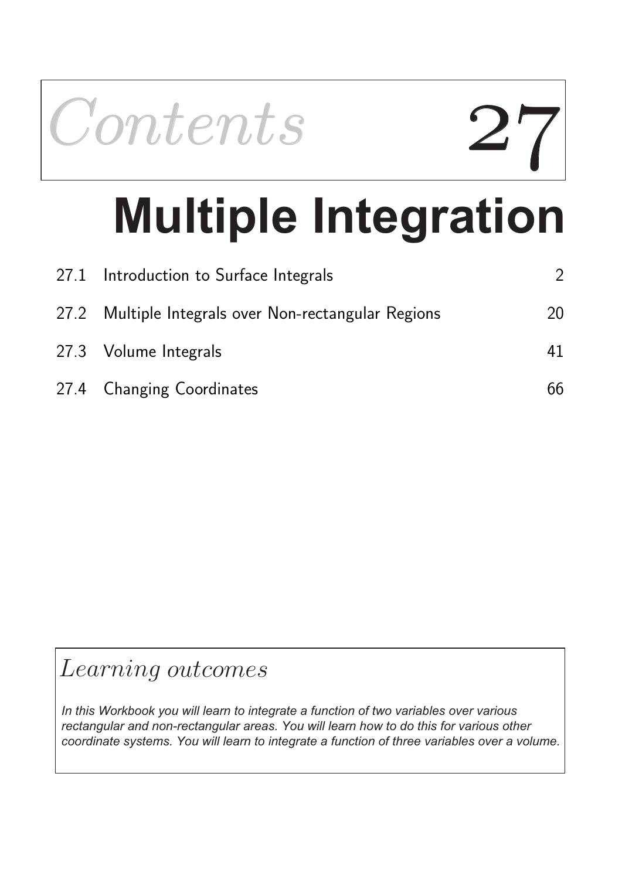# *Contents* 27

# Multiple Integration

| | | |
|---|---|---|
| 27.1 | Introduction to Surface Integrals | 2 |
| 27.2 | Multiple Integrals over Non-rectangular Regions | 20 |
| 27.3 | Volume Integrals | 41 |
| 27.4 | Changing Coordinates | 66 |

## *Learning outcomes*

*In this Workbook you will learn to integrate a function of two variables over various rectangular and non-rectangular areas. You will learn how to do this for various other coordinate systems. You will learn to integrate a function of three variables over a volume.*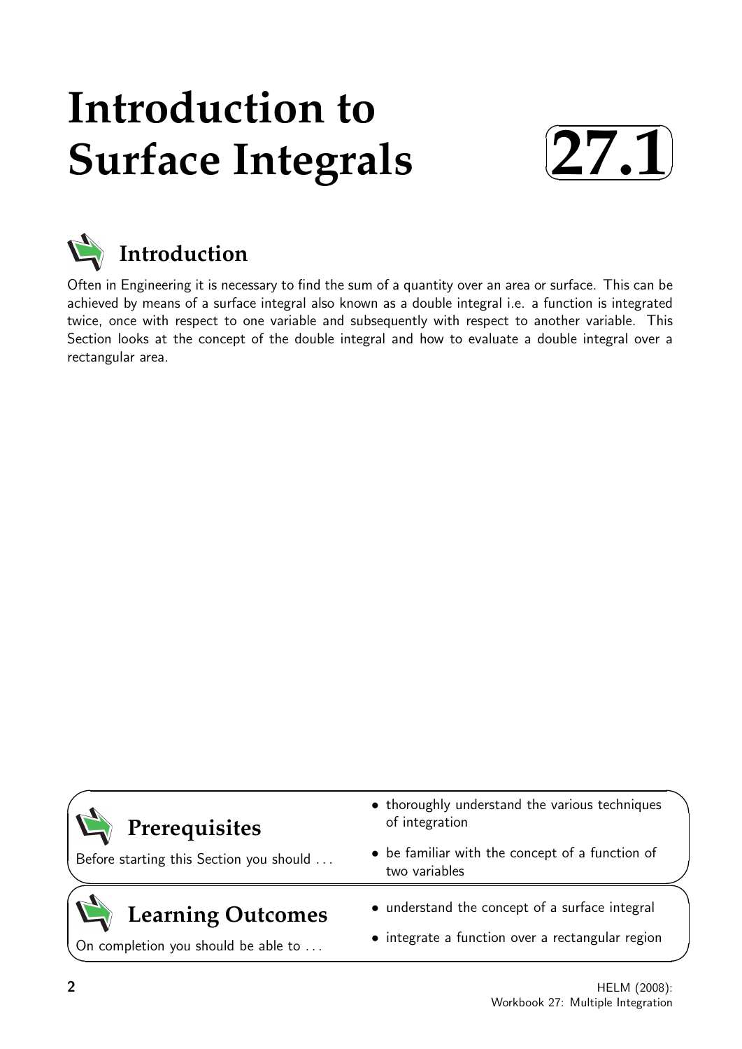# Introduction to Surface Integrals

# 27.1

## Introduction

Often in Engineering it is necessary to find the sum of a quantity over an area or surface. This can be achieved by means of a surface integral also known as a double integral i.e. a function is integrated twice, once with respect to one variable and subsequently with respect to another variable. This Section looks at the concept of the double integral and how to evaluate a double integral over a rectangular area.

## Prerequisites

Before starting this Section you should ...

- thoroughly understand the various techniques of integration
- be familiar with the concept of a function of two variables

## Learning Outcomes

On completion you should be able to ...

- understand the concept of a surface integral
- integrate a function over a rectangular region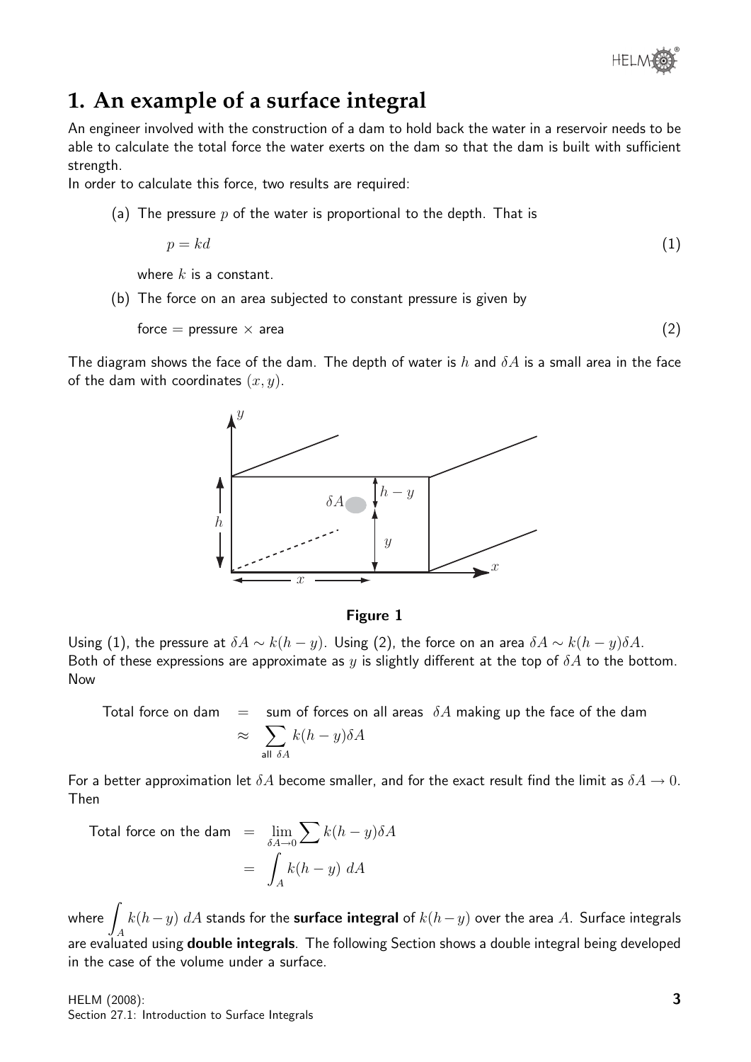## 1. An example of a surface integral

An engineer involved with the construction of a dam to hold back the water in a reservoir needs to be able to calculate the total force the water exerts on the dam so that the dam is built with sufficient strength.

In order to calculate this force, two results are required:

(a) The pressure $p$ of the water is proportional to the depth. That is

$$p = kd \qquad (1)$$

where $k$ is a constant.

(b) The force on an area subjected to constant pressure is given by

$$\text{force} = \text{pressure} \times \text{area} \qquad (2)$$

The diagram shows the face of the dam. The depth of water is $h$ and $\delta A$ is a small area in the face of the dam with coordinates $(x, y)$.

**Figure 1**

Using (1), the pressure at $\delta A \sim k(h - y)$. Using (2), the force on an area $\delta A \sim k(h - y)\delta A$. Both of these expressions are approximate as $y$ is slightly different at the top of $\delta A$ to the bottom. Now

$$\begin{aligned}
\text{Total force on dam} &= \text{sum of forces on all areas } \delta A \text{ making up the face of the dam} \\
&\approx \sum_{\text{all } \delta A} k(h - y)\delta A
\end{aligned}$$

For a better approximation let $\delta A$ become smaller, and for the exact result find the limit as $\delta A \to 0$. Then

$$\begin{aligned}
\text{Total force on the dam} &= \lim_{\delta A \to 0} \sum k(h - y)\delta A \\
&= \int_A k(h - y)\, dA
\end{aligned}$$

where $\int_A k(h-y)\, dA$ stands for the **surface integral** of $k(h-y)$ over the area $A$. Surface integrals are evaluated using **double integrals**. The following Section shows a double integral being developed in the case of the volume under a surface.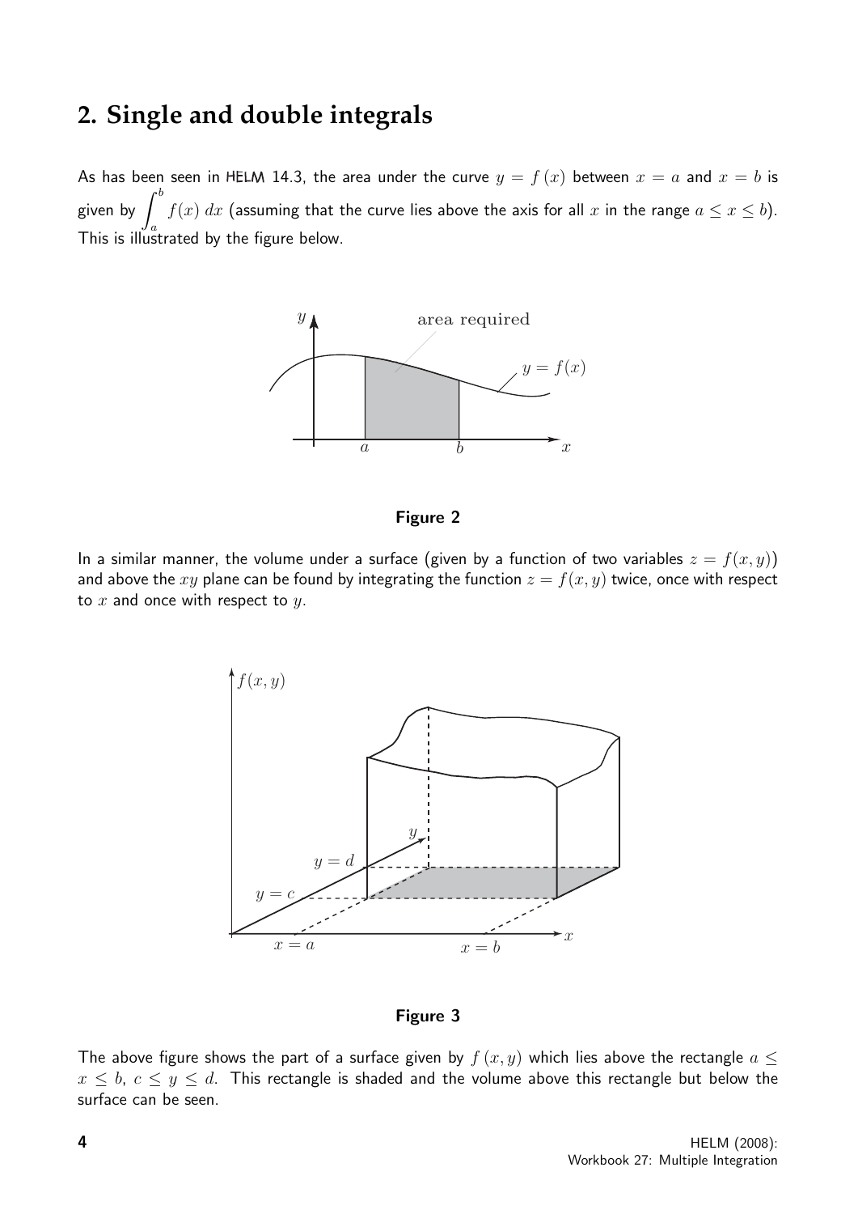## 2. Single and double integrals

As has been seen in HELM 14.3, the area under the curve $y = f(x)$ between $x = a$ and $x = b$ is given by $\int_a^b f(x)\,dx$ (assuming that the curve lies above the axis for all $x$ in the range $a \leq x \leq b$). This is illustrated by the figure below.

**Figure 2**

In a similar manner, the volume under a surface (given by a function of two variables $z = f(x, y)$) and above the $xy$ plane can be found by integrating the function $z = f(x, y)$ twice, once with respect to $x$ and once with respect to $y$.

**Figure 3**

The above figure shows the part of a surface given by $f(x, y)$ which lies above the rectangle $a \leq x \leq b$, $c \leq y \leq d$. This rectangle is shaded and the volume above this rectangle but below the surface can be seen.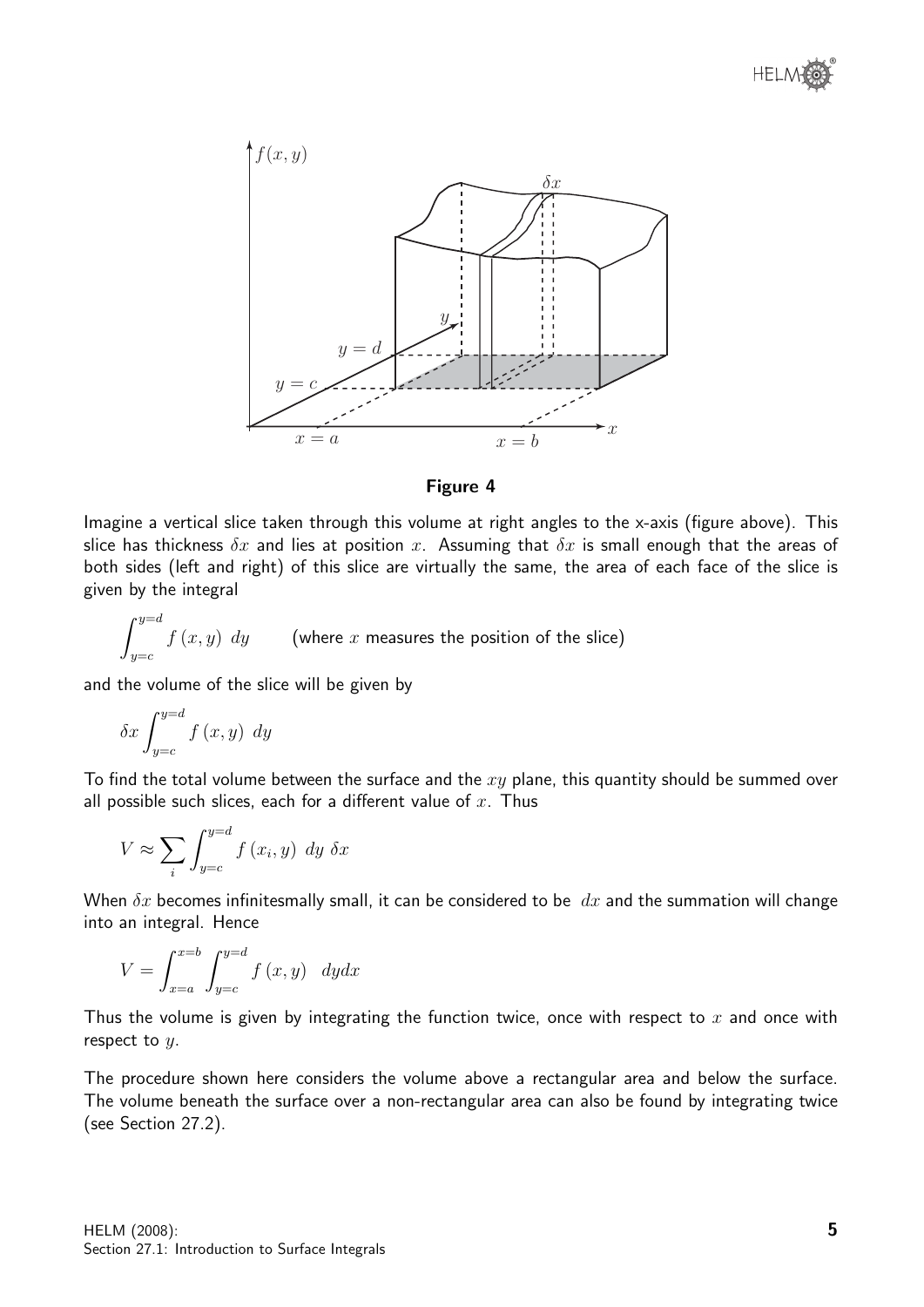**Figure 4**

Imagine a vertical slice taken through this volume at right angles to the x-axis (figure above). This slice has thickness $\delta x$ and lies at position $x$. Assuming that $\delta x$ is small enough that the areas of both sides (left and right) of this slice are virtually the same, the area of each face of the slice is given by the integral

$$\int_{y=c}^{y=d} f(x, y)\ dy \qquad \text{(where } x \text{ measures the position of the slice)}$$

and the volume of the slice will be given by

$$\delta x \int_{y=c}^{y=d} f(x, y)\ dy$$

To find the total volume between the surface and the $xy$ plane, this quantity should be summed over all possible such slices, each for a different value of $x$. Thus

$$V \approx \sum_i \int_{y=c}^{y=d} f(x_i, y)\ dy\ \delta x$$

When $\delta x$ becomes infinitesmally small, it can be considered to be $dx$ and the summation will change into an integral. Hence

$$V = \int_{x=a}^{x=b} \int_{y=c}^{y=d} f(x, y)\ \ dydx$$

Thus the volume is given by integrating the function twice, once with respect to $x$ and once with respect to $y$.

The procedure shown here considers the volume above a rectangular area and below the surface. The volume beneath the surface over a non-rectangular area can also be found by integrating twice (see Section 27.2).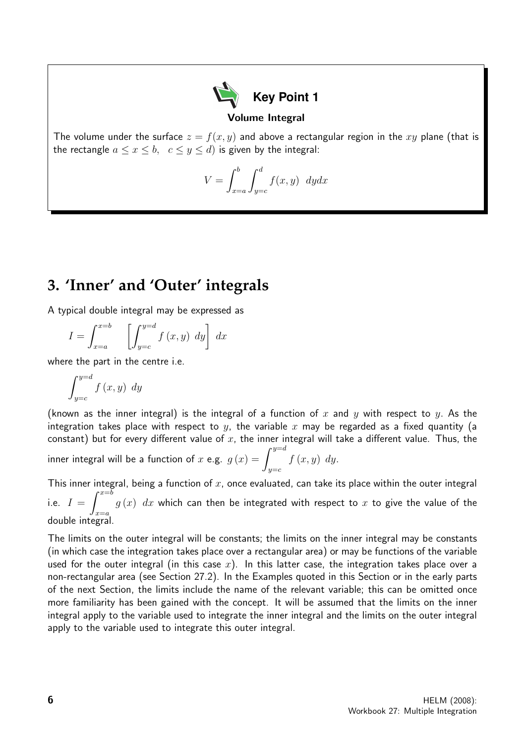**Key Point 1**

**Volume Integral**

The volume under the surface $z = f(x, y)$ and above a rectangular region in the $xy$ plane (that is the rectangle $a \leq x \leq b, \quad c \leq y \leq d$) is given by the integral:

$$V = \int_{x=a}^{b} \int_{y=c}^{d} f(x, y) \ \ dydx$$

## 3. 'Inner' and 'Outer' integrals

A typical double integral may be expressed as

$$I = \int_{x=a}^{x=b} \quad \left[ \int_{y=c}^{y=d} f\left(x, y\right) \ dy \right] \ dx$$

where the part in the centre i.e.

$$\int_{y=c}^{y=d} f\left(x, y\right) \ dy$$

(known as the inner integral) is the integral of a function of $x$ and $y$ with respect to $y$. As the integration takes place with respect to $y$, the variable $x$ may be regarded as a fixed quantity (a constant) but for every different value of $x$, the inner integral will take a different value. Thus, the inner integral will be a function of $x$ e.g. $g\left(x\right) = \displaystyle\int_{y=c}^{y=d} f\left(x, y\right) \ dy$.

This inner integral, being a function of $x$, once evaluated, can take its place within the outer integral i.e. $I = \displaystyle\int_{x=a}^{x=b} g\left(x\right) \ dx$ which can then be integrated with respect to $x$ to give the value of the double integral.

The limits on the outer integral will be constants; the limits on the inner integral may be constants (in which case the integration takes place over a rectangular area) or may be functions of the variable used for the outer integral (in this case $x$). In this latter case, the integration takes place over a non-rectangular area (see Section 27.2). In the Examples quoted in this Section or in the early parts of the next Section, the limits include the name of the relevant variable; this can be omitted once more familiarity has been gained with the concept. It will be assumed that the limits on the inner integral apply to the variable used to integrate the inner integral and the limits on the outer integral apply to the variable used to integrate this outer integral.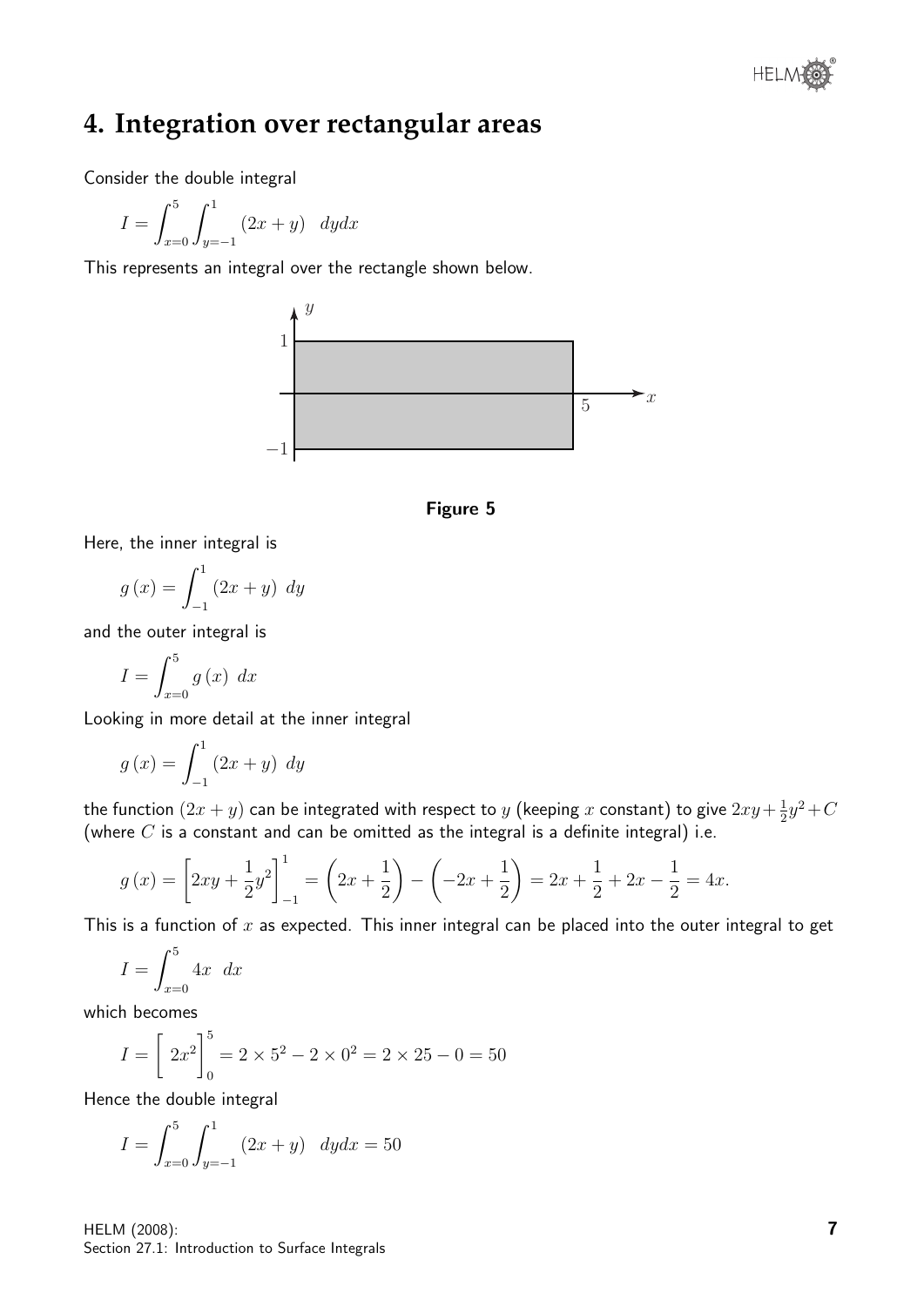## 4. Integration over rectangular areas

Consider the double integral

$$I = \int_{x=0}^{5} \int_{y=-1}^{1} (2x + y) \quad dydx$$

This represents an integral over the rectangle shown below.

**Figure 5**

Here, the inner integral is

$$g(x) = \int_{-1}^{1} (2x + y) \ dy$$

and the outer integral is

$$I = \int_{x=0}^{5} g(x) \ dx$$

Looking in more detail at the inner integral

$$g(x) = \int_{-1}^{1} (2x + y) \ dy$$

the function $(2x + y)$ can be integrated with respect to $y$ (keeping $x$ constant) to give $2xy + \frac{1}{2}y^2 + C$ (where $C$ is a constant and can be omitted as the integral is a definite integral) i.e.

$$g(x) = \left[ 2xy + \frac{1}{2}y^2 \right]_{-1}^{1} = \left( 2x + \frac{1}{2} \right) - \left( -2x + \frac{1}{2} \right) = 2x + \frac{1}{2} + 2x - \frac{1}{2} = 4x.$$

This is a function of $x$ as expected. This inner integral can be placed into the outer integral to get

$$I = \int_{x=0}^{5} 4x \quad dx$$

which becomes

$$I = \left[ \ 2x^2 \right]_{0}^{5} = 2 \times 5^2 - 2 \times 0^2 = 2 \times 25 - 0 = 50$$

Hence the double integral

$$I = \int_{x=0}^{5} \int_{y=-1}^{1} (2x + y) \quad dydx = 50$$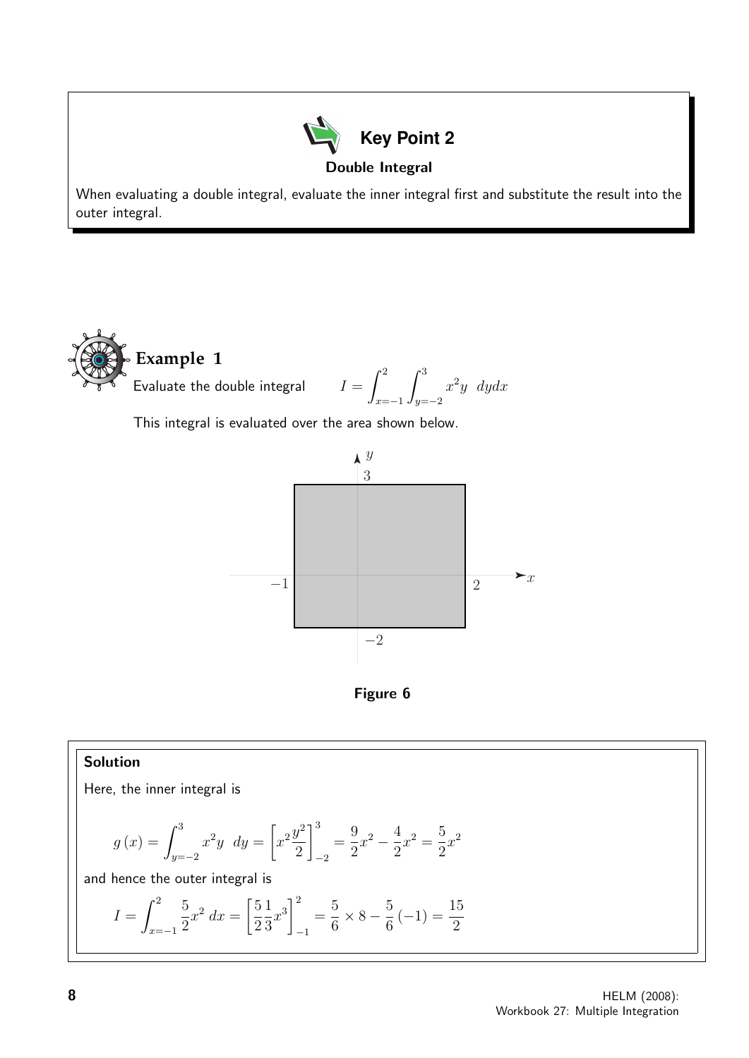**Key Point 2**

**Double Integral**

When evaluating a double integral, evaluate the inner integral first and substitute the result into the outer integral.

## Example 1

Evaluate the double integral $I = \int_{x=-1}^{2} \int_{y=-2}^{3} x^2 y \ \ dydx$

This integral is evaluated over the area shown below.

**Figure 6**

### Solution

Here, the inner integral is

$$g(x) = \int_{y=-2}^{3} x^2 y \ \ dy = \left[ x^2 \frac{y^2}{2} \right]_{-2}^{3} = \frac{9}{2}x^2 - \frac{4}{2}x^2 = \frac{5}{2}x^2$$

and hence the outer integral is

$$I = \int_{x=-1}^{2} \frac{5}{2}x^2 \, dx = \left[ \frac{5}{2}\frac{1}{3}x^3 \right]_{-1}^{2} = \frac{5}{6} \times 8 - \frac{5}{6}(-1) = \frac{15}{2}$$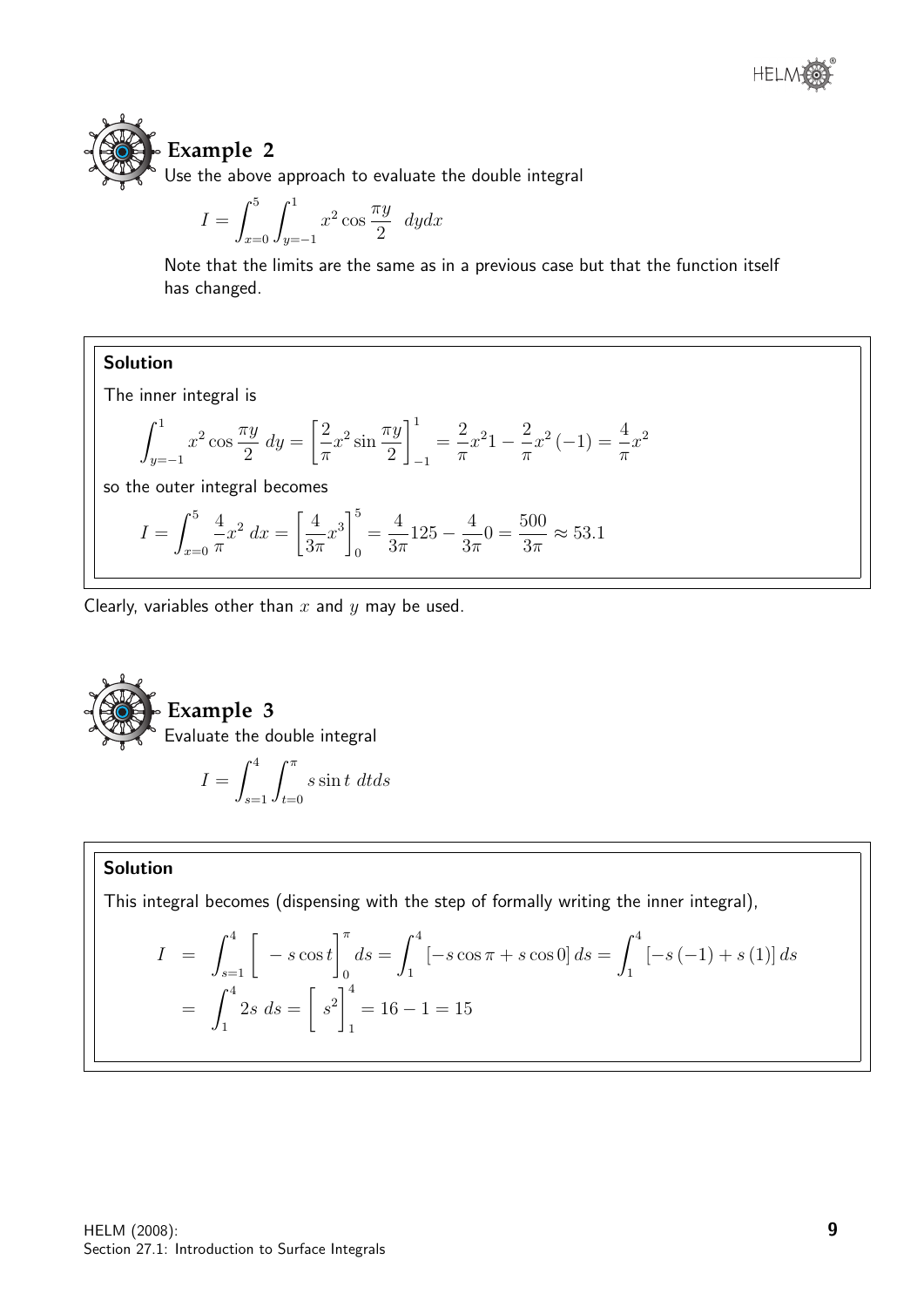## Example 2

Use the above approach to evaluate the double integral

$$I = \int_{x=0}^{5} \int_{y=-1}^{1} x^2 \cos \frac{\pi y}{2} \ \ dydx$$

Note that the limits are the same as in a previous case but that the function itself has changed.

**Solution**

The inner integral is

$$\int_{y=-1}^{1} x^2 \cos \frac{\pi y}{2} \ dy = \left[ \frac{2}{\pi} x^2 \sin \frac{\pi y}{2} \right]_{-1}^{1} = \frac{2}{\pi} x^2 1 - \frac{2}{\pi} x^2 (-1) = \frac{4}{\pi} x^2$$

so the outer integral becomes

$$I = \int_{x=0}^{5} \frac{4}{\pi} x^2 \ dx = \left[ \frac{4}{3\pi} x^3 \right]_0^5 = \frac{4}{3\pi} 125 - \frac{4}{3\pi} 0 = \frac{500}{3\pi} \approx 53.1$$

Clearly, variables other than $x$ and $y$ may be used.

## Example 3

Evaluate the double integral

$$I = \int_{s=1}^{4} \int_{t=0}^{\pi} s \sin t \ dtds$$

**Solution**

This integral becomes (dispensing with the step of formally writing the inner integral),

$$\begin{aligned} I &= \int_{s=1}^{4} \Big[ -s \cos t \Big]_0^{\pi} ds = \int_1^4 \left[ -s \cos \pi + s \cos 0 \right] ds = \int_1^4 \left[ -s(-1) + s(1) \right] ds \\ &= \int_1^4 2s \ ds = \Big[ s^2 \Big]_1^4 = 16 - 1 = 15 \end{aligned}$$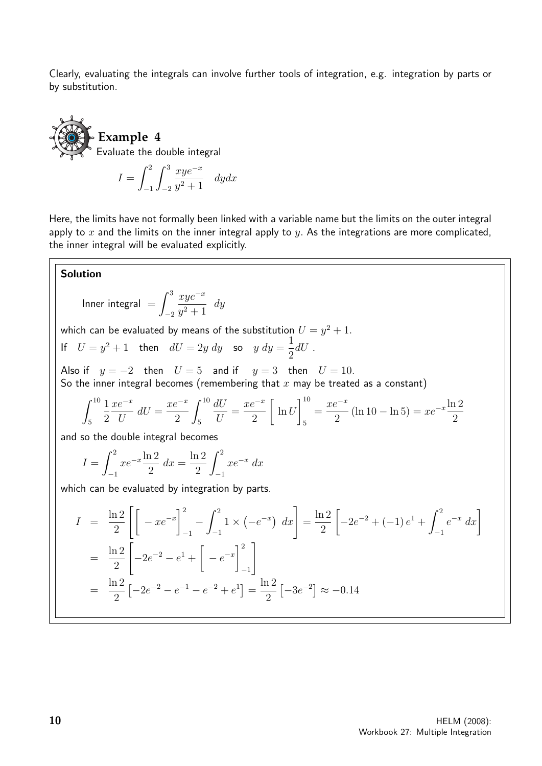Clearly, evaluating the integrals can involve further tools of integration, e.g. integration by parts or by substitution.

## Example 4

Evaluate the double integral

$$I = \int_{-1}^{2}\int_{-2}^{3} \frac{xye^{-x}}{y^2+1} \quad dydx$$

Here, the limits have not formally been linked with a variable name but the limits on the outer integral apply to $x$ and the limits on the inner integral apply to $y$. As the integrations are more complicated, the inner integral will be evaluated explicitly.

**Solution**

$$\text{Inner integral } = \int_{-2}^{3} \frac{xye^{-x}}{y^2+1} \ dy$$

which can be evaluated by means of the substitution $U = y^2 + 1$.

If $\quad U = y^2 + 1 \quad$ then $\quad dU = 2y\ dy \quad$ so $\quad y\ dy = \dfrac{1}{2}dU$ .

Also if $\quad y = -2 \quad$ then $\quad U = 5 \quad$ and if $\quad y = 3 \quad$ then $\quad U = 10$.

So the inner integral becomes (remembering that $x$ may be treated as a constant)

$$\int_{5}^{10} \frac{1}{2}\frac{xe^{-x}}{U}\ dU = \frac{xe^{-x}}{2}\int_{5}^{10}\frac{dU}{U} = \frac{xe^{-x}}{2}\left[\ \ln U\right]_{5}^{10} = \frac{xe^{-x}}{2}\left(\ln 10 - \ln 5\right) = xe^{-x}\frac{\ln 2}{2}$$

and so the double integral becomes

$$I = \int_{-1}^{2} xe^{-x}\frac{\ln 2}{2}\ dx = \frac{\ln 2}{2}\int_{-1}^{2} xe^{-x}\ dx$$

which can be evaluated by integration by parts.

$$\begin{aligned}
I &= \frac{\ln 2}{2}\left[\left[\ -xe^{-x}\right]_{-1}^{2} - \int_{-1}^{2} 1 \times \left(-e^{-x}\right)\ dx\right] = \frac{\ln 2}{2}\left[-2e^{-2} + (-1)\,e^{1} + \int_{-1}^{2} e^{-x}\ dx\right] \\
&= \frac{\ln 2}{2}\left[-2e^{-2} - e^{1} + \left[\ -e^{-x}\right]_{-1}^{2}\right] \\
&= \frac{\ln 2}{2}\left[-2e^{-2} - e^{-1} - e^{-2} + e^{1}\right] = \frac{\ln 2}{2}\left[-3e^{-2}\right] \approx -0.14
\end{aligned}$$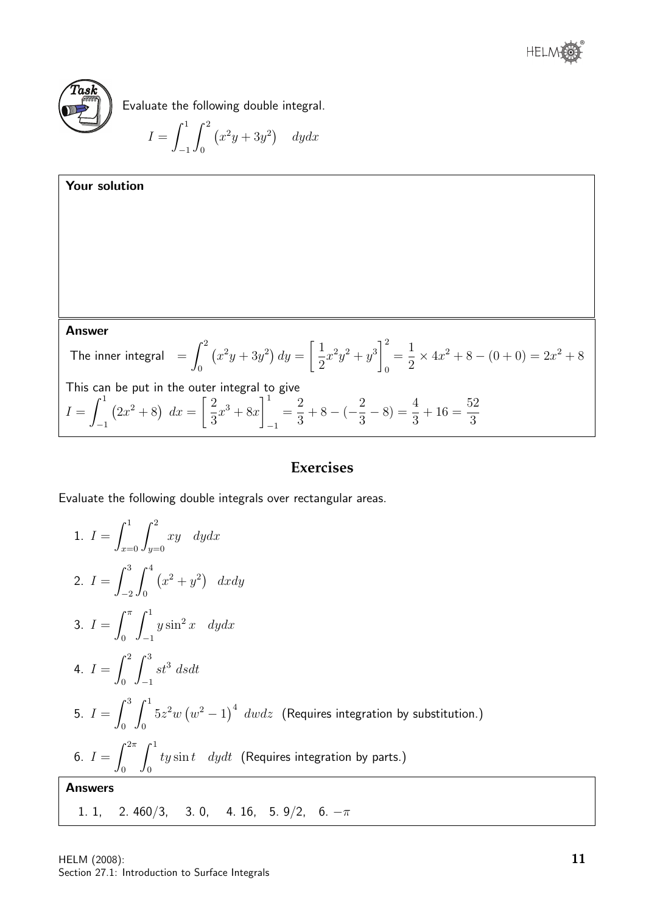**Task**

Evaluate the following double integral.

$$I = \int_{-1}^{1}\int_{0}^{2}\left(x^2y + 3y^2\right) \quad dydx$$

**Your solution**

**Answer**

The inner integral $= \displaystyle\int_0^2 \left(x^2y + 3y^2\right) dy = \left[\frac{1}{2}x^2y^2 + y^3\right]_0^2 = \frac{1}{2}\times 4x^2 + 8 - (0+0) = 2x^2 + 8$

This can be put in the outer integral to give

$$I = \int_{-1}^{1}\left(2x^2+8\right)\ dx = \left[\frac{2}{3}x^3 + 8x\right]_{-1}^{1} = \frac{2}{3} + 8 - \left(-\frac{2}{3} - 8\right) = \frac{4}{3} + 16 = \frac{52}{3}$$

## Exercises

Evaluate the following double integrals over rectangular areas.

1. $I = \displaystyle\int_{x=0}^{1}\int_{y=0}^{2} xy \quad dydx$

2. $I = \displaystyle\int_{-2}^{3}\int_{0}^{4}\left(x^2+y^2\right) \quad dxdy$

3. $I = \displaystyle\int_{0}^{\pi}\int_{-1}^{1} y\sin^2 x \quad dydx$

4. $I = \displaystyle\int_{0}^{2}\int_{-1}^{3} st^3\ dsdt$

5. $I = \displaystyle\int_{0}^{3}\int_{0}^{1} 5z^2w\left(w^2-1\right)^4\ dwdz$ (Requires integration by substitution.)

6. $I = \displaystyle\int_{0}^{2\pi}\int_{0}^{1} ty\sin t \quad dydt$ (Requires integration by parts.)

**Answers**

1. 1, 2. $460/3$, 3. 0, 4. 16, 5. $9/2$, 6. $-\pi$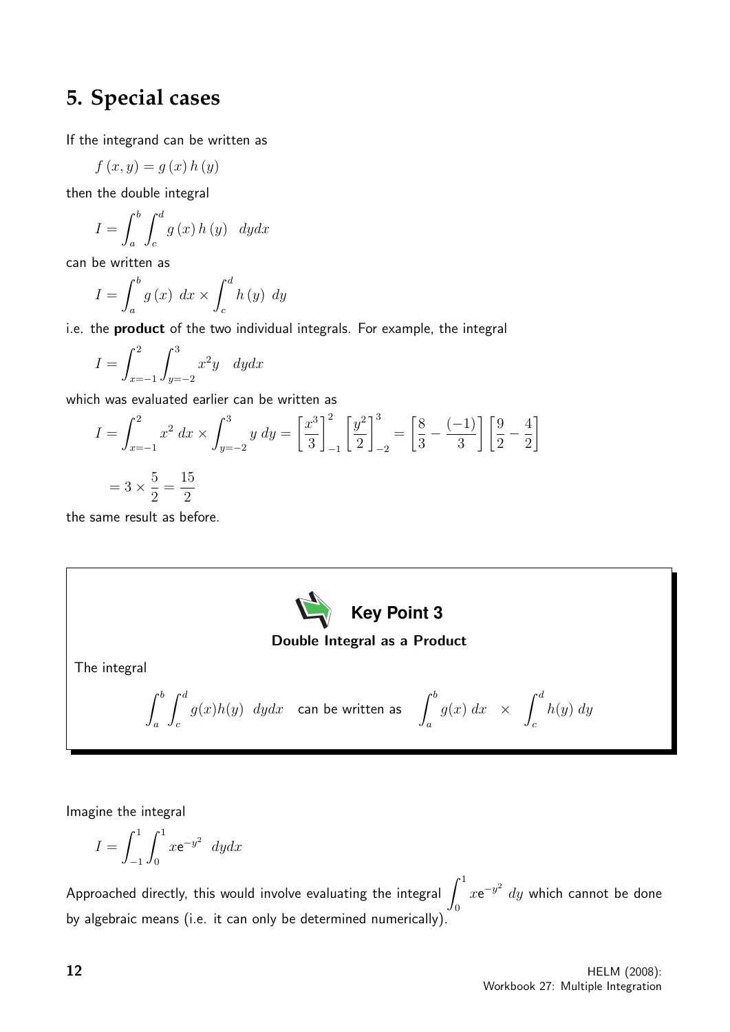## 5. Special cases

If the integrand can be written as

$$f(x,y) = g(x)\,h(y)$$

then the double integral

$$I = \int_a^b \int_c^d g(x)\,h(y) \quad dydx$$

can be written as

$$I = \int_a^b g(x)\ dx \times \int_c^d h(y)\ dy$$

i.e. the **product** of the two individual integrals. For example, the integral

$$I = \int_{x=-1}^{2} \int_{y=-2}^{3} x^2 y \quad dydx$$

which was evaluated earlier can be written as

$$I = \int_{x=-1}^{2} x^2\,dx \times \int_{y=-2}^{3} y\,dy = \left[\frac{x^3}{3}\right]_{-1}^{2} \left[\frac{y^2}{2}\right]_{-2}^{3} = \left[\frac{8}{3} - \frac{(-1)}{3}\right]\left[\frac{9}{2} - \frac{4}{2}\right]$$

$$= 3 \times \frac{5}{2} = \frac{15}{2}$$

the same result as before.

**Key Point 3**

**Double Integral as a Product**

The integral

$$\int_a^b \int_c^d g(x)h(y) \quad dydx \quad \text{can be written as} \quad \int_a^b g(x)\,dx \quad \times \quad \int_c^d h(y)\,dy$$

Imagine the integral

$$I = \int_{-1}^{1} \int_0^1 x\mathrm{e}^{-y^2} \quad dydx$$

Approached directly, this would involve evaluating the integral $\displaystyle\int_0^1 x\mathrm{e}^{-y^2}\ dy$ which cannot be done by algebraic means (i.e. it can only be determined numerically).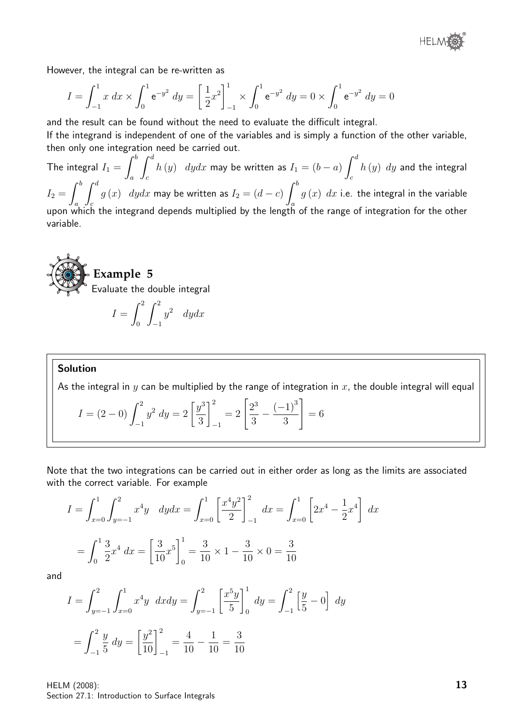However, the integral can be re-written as

$$I = \int_{-1}^{1} x\ dx \times \int_{0}^{1} \mathrm{e}^{-y^2}\ dy = \left[\frac{1}{2}x^2\right]_{-1}^{1} \times \int_{0}^{1} \mathrm{e}^{-y^2}\ dy = 0 \times \int_{0}^{1} \mathrm{e}^{-y^2}\ dy = 0$$

and the result can be found without the need to evaluate the difficult integral.

If the integrand is independent of one of the variables and is simply a function of the other variable, then only one integration need be carried out.

The integral $I_1 = \displaystyle\int_a^b \int_c^d h(y)\ \ dydx$ may be written as $I_1 = (b-a)\displaystyle\int_c^d h(y)\ dy$ and the integral $I_2 = \displaystyle\int_a^b \int_c^d g(x)\ \ dydx$ may be written as $I_2 = (d-c)\displaystyle\int_a^b g(x)\ dx$ i.e. the integral in the variable upon which the integrand depends multiplied by the length of the range of integration for the other variable.

## Example 5

Evaluate the double integral

$$I = \int_0^2 \int_{-1}^{2} y^2 \quad dydx$$

### Solution

As the integral in $y$ can be multiplied by the range of integration in $x$, the double integral will equal

$$I = (2-0)\int_{-1}^{2} y^2\ dy = 2\left[\frac{y^3}{3}\right]_{-1}^{2} = 2\left[\frac{2^3}{3} - \frac{(-1)^3}{3}\right] = 6$$

Note that the two integrations can be carried out in either order as long as the limits are associated with the correct variable. For example

$$I = \int_{x=0}^{1}\int_{y=-1}^{2} x^4 y \quad dydx = \int_{x=0}^{1}\left[\frac{x^4y^2}{2}\right]_{-1}^{2}\ dx = \int_{x=0}^{1}\left[2x^4 - \frac{1}{2}x^4\right]\ dx$$

$$= \int_0^1 \frac{3}{2}x^4\ dx = \left[\frac{3}{10}x^5\right]_0^1 = \frac{3}{10}\times 1 - \frac{3}{10}\times 0 = \frac{3}{10}$$

and

$$I = \int_{y=-1}^{2}\int_{x=0}^{1} x^4 y \ \ dxdy = \int_{y=-1}^{2}\left[\frac{x^5 y}{5}\right]_0^1\ dy = \int_{-1}^{2}\left[\frac{y}{5} - 0\right]\ dy$$

$$= \int_{-1}^{2}\frac{y}{5}\ dy = \left[\frac{y^2}{10}\right]_{-1}^{2} = \frac{4}{10} - \frac{1}{10} = \frac{3}{10}$$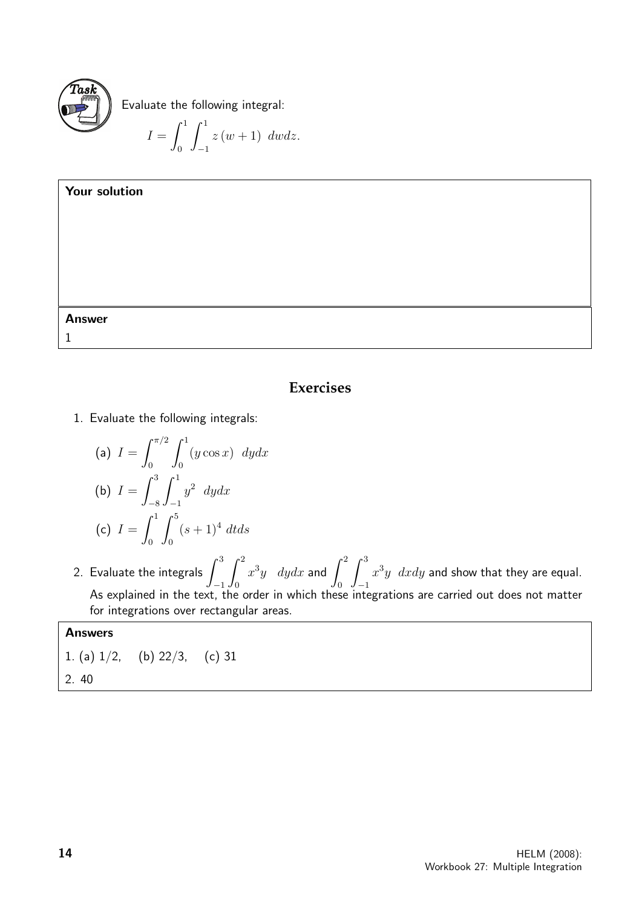**Task**

Evaluate the following integral:

$$I = \int_0^1 \int_{-1}^1 z\,(w+1)\ \ dwdz.$$

**Your solution**

**Answer**

1

## Exercises

1. Evaluate the following integrals:

   (a) $I = \displaystyle\int_0^{\pi/2} \int_0^1 (y \cos x)\ \ dydx$

   (b) $I = \displaystyle\int_{-8}^3 \int_{-1}^1 y^2\ \ dydx$

   (c) $I = \displaystyle\int_0^1 \int_0^5 (s+1)^4\ dtds$

2. Evaluate the integrals $\displaystyle\int_{-1}^3 \int_0^2 x^3 y\ \ \ dydx$ and $\displaystyle\int_0^2 \int_{-1}^3 x^3 y\ \ dxdy$ and show that they are equal. As explained in the text, the order in which these integrations are carried out does not matter for integrations over rectangular areas.

**Answers**

1. (a) $1/2$, (b) $22/3$, (c) 31

2. 40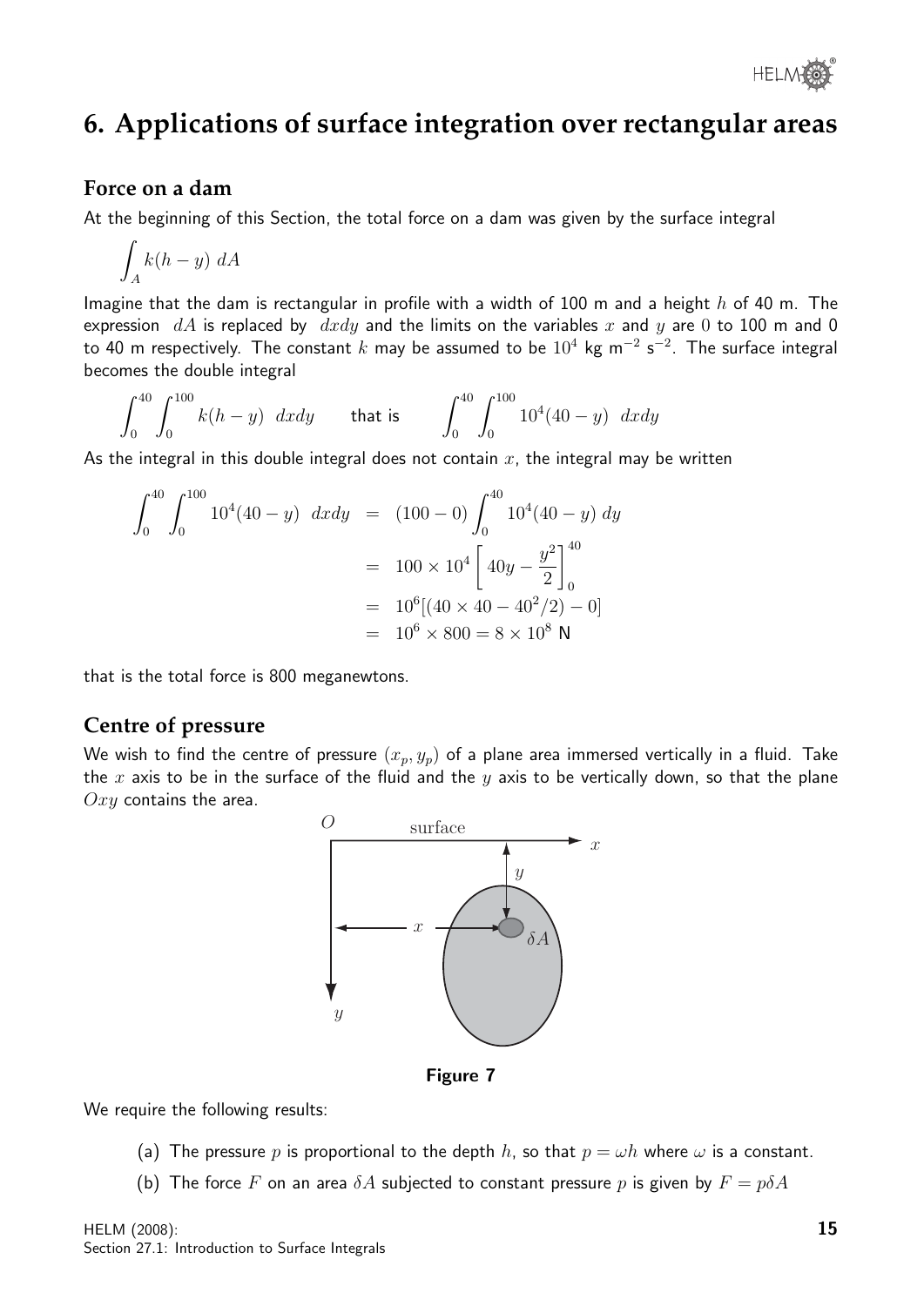## 6. Applications of surface integration over rectangular areas

### Force on a dam

At the beginning of this Section, the total force on a dam was given by the surface integral

$$\int_A k(h-y)\, dA$$

Imagine that the dam is rectangular in profile with a width of 100 m and a height $h$ of 40 m. The expression $dA$ is replaced by $dxdy$ and the limits on the variables $x$ and $y$ are 0 to 100 m and 0 to 40 m respectively. The constant $k$ may be assumed to be $10^4$ kg m$^{-2}$ s$^{-2}$. The surface integral becomes the double integral

$$\int_0^{40}\int_0^{100} k(h-y)\ dxdy \qquad \text{that is} \qquad \int_0^{40}\int_0^{100} 10^4(40-y)\ dxdy$$

As the integral in this double integral does not contain $x$, the integral may be written

$$\begin{aligned}
\int_0^{40}\int_0^{100} 10^4(40-y)\ dxdy &= (100-0)\int_0^{40} 10^4(40-y)\, dy \\
&= 100\times 10^4 \left[40y - \frac{y^2}{2}\right]_0^{40} \\
&= 10^6[(40\times 40 - 40^2/2) - 0] \\
&= 10^6 \times 800 = 8\times 10^8 \text{ N}
\end{aligned}$$

that is the total force is 800 meganewtons.

### Centre of pressure

We wish to find the centre of pressure $(x_p, y_p)$ of a plane area immersed vertically in a fluid. Take the $x$ axis to be in the surface of the fluid and the $y$ axis to be vertically down, so that the plane $Oxy$ contains the area.

**Figure 7**

We require the following results:

(a) The pressure $p$ is proportional to the depth $h$, so that $p = \omega h$ where $\omega$ is a constant.

(b) The force $F$ on an area $\delta A$ subjected to constant pressure $p$ is given by $F = p\delta A$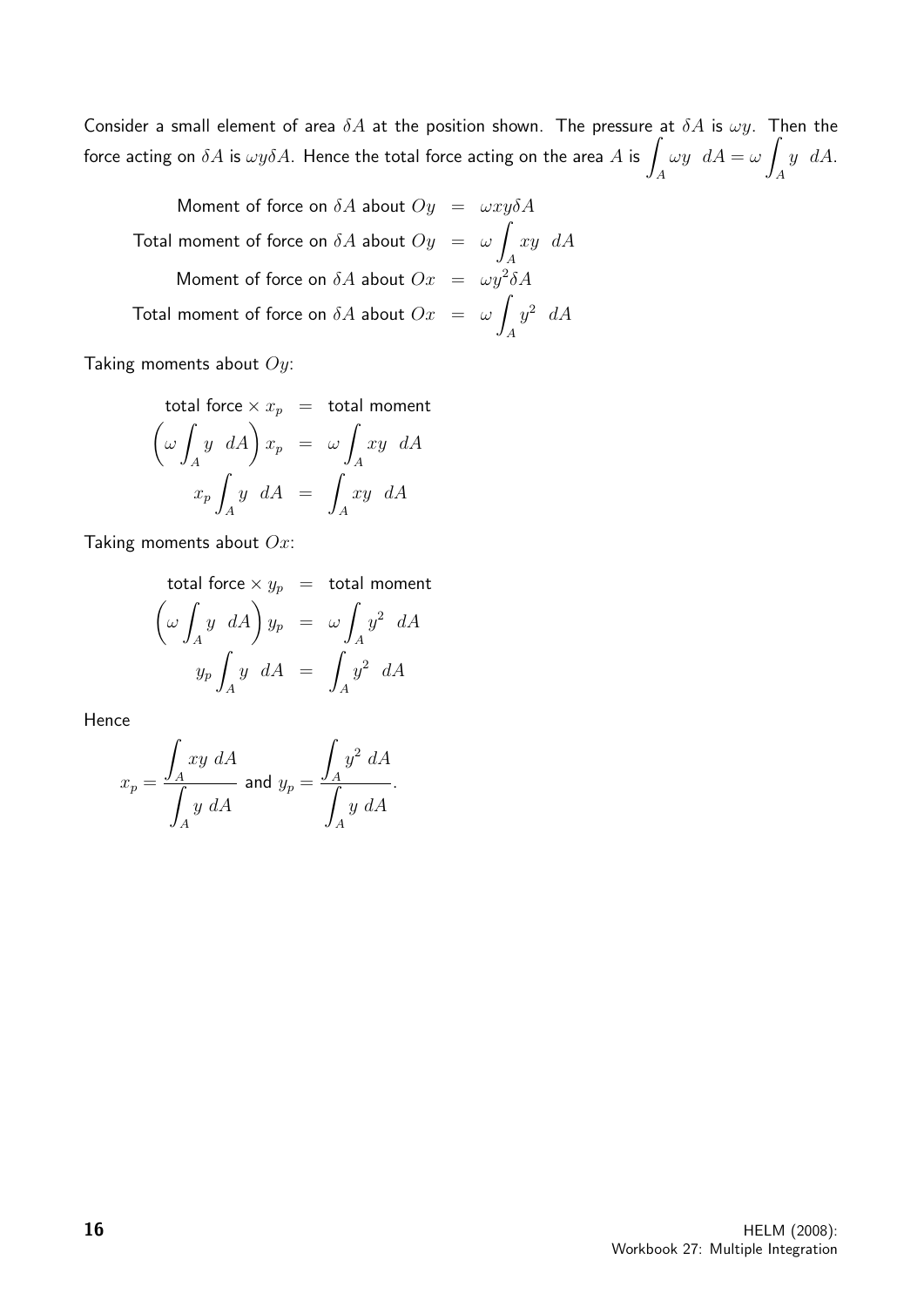Consider a small element of area $\delta A$ at the position shown. The pressure at $\delta A$ is $\omega y$. Then the force acting on $\delta A$ is $\omega y \delta A$. Hence the total force acting on the area $A$ is $\displaystyle\int_A \omega y \;\; dA = \omega \int_A y \;\; dA$.

$$
\begin{aligned}
\text{Moment of force on } \delta A \text{ about } Oy &= \omega x y \delta A \\
\text{Total moment of force on } \delta A \text{ about } Oy &= \omega \int_A xy \;\; dA \\
\text{Moment of force on } \delta A \text{ about } Ox &= \omega y^2 \delta A \\
\text{Total moment of force on } \delta A \text{ about } Ox &= \omega \int_A y^2 \;\; dA
\end{aligned}
$$

Taking moments about $Oy$:

$$
\begin{aligned}
\text{total force} \times x_p &= \text{total moment} \\
\left(\omega \int_A y \;\; dA\right) x_p &= \omega \int_A xy \;\; dA \\
x_p \int_A y \;\; dA &= \int_A xy \;\; dA
\end{aligned}
$$

Taking moments about $Ox$:

$$
\begin{aligned}
\text{total force} \times y_p &= \text{total moment} \\
\left(\omega \int_A y \;\; dA\right) y_p &= \omega \int_A y^2 \;\; dA \\
y_p \int_A y \;\; dA &= \int_A y^2 \;\; dA
\end{aligned}
$$

Hence

$$
x_p = \frac{\displaystyle\int_A xy \; dA}{\displaystyle\int_A y \; dA} \text{ and } y_p = \frac{\displaystyle\int_A y^2 \; dA}{\displaystyle\int_A y \; dA}.
$$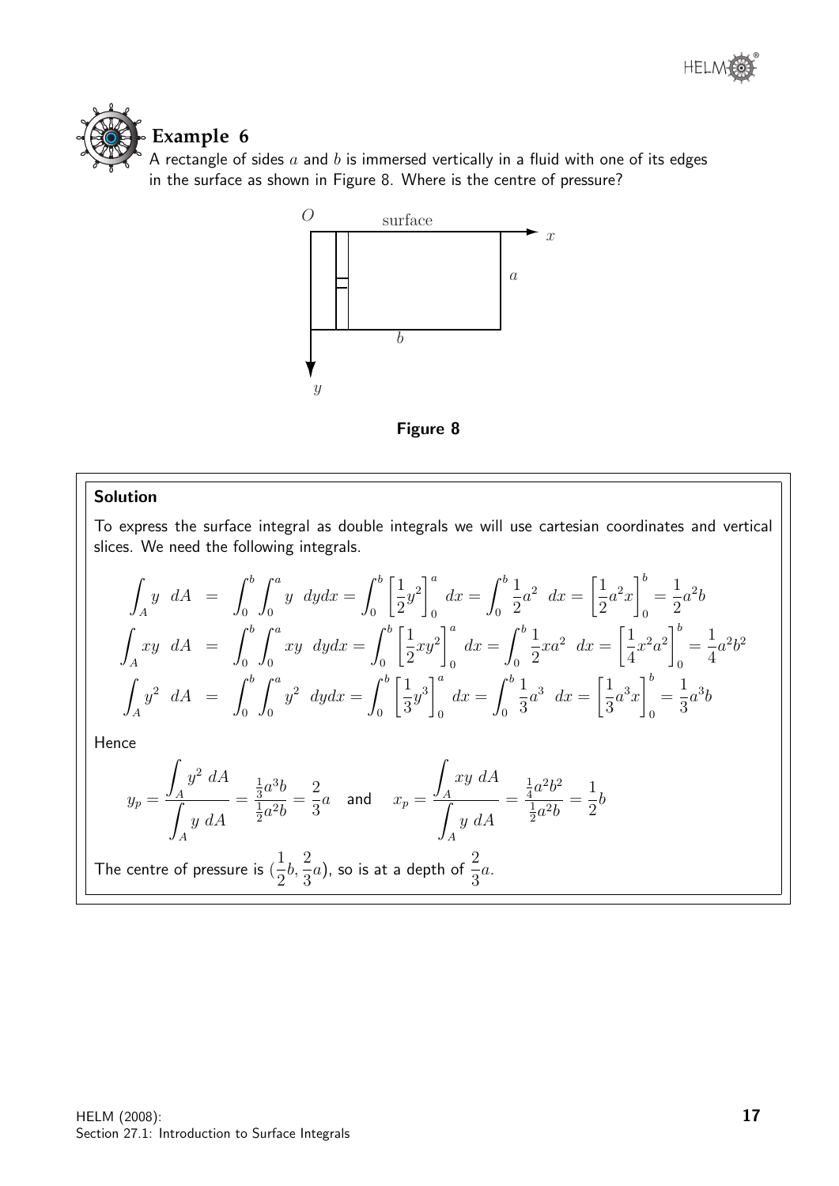## Example 6

A rectangle of sides $a$ and $b$ is immersed vertically in a fluid with one of its edges in the surface as shown in Figure 8. Where is the centre of pressure?

Figure 8

**Solution**

To express the surface integral as double integrals we will use cartesian coordinates and vertical slices. We need the following integrals.

$$\int_A y \ dA = \int_0^b \int_0^a y \ dydx = \int_0^b \left[\frac{1}{2}y^2\right]_0^a dx = \int_0^b \frac{1}{2}a^2 \ dx = \left[\frac{1}{2}a^2 x\right]_0^b = \frac{1}{2}a^2 b$$

$$\int_A xy \ dA = \int_0^b \int_0^a xy \ dydx = \int_0^b \left[\frac{1}{2}xy^2\right]_0^a dx = \int_0^b \frac{1}{2}xa^2 \ dx = \left[\frac{1}{4}x^2 a^2\right]_0^b = \frac{1}{4}a^2 b^2$$

$$\int_A y^2 \ dA = \int_0^b \int_0^a y^2 \ dydx = \int_0^b \left[\frac{1}{3}y^3\right]_0^a dx = \int_0^b \frac{1}{3}a^3 \ dx = \left[\frac{1}{3}a^3 x\right]_0^b = \frac{1}{3}a^3 b$$

Hence

$$y_p = \frac{\displaystyle\int_A y^2 \ dA}{\displaystyle\int_A y \ dA} = \frac{\frac{1}{3}a^3 b}{\frac{1}{2}a^2 b} = \frac{2}{3}a \quad \text{and} \quad x_p = \frac{\displaystyle\int_A xy \ dA}{\displaystyle\int_A y \ dA} = \frac{\frac{1}{4}a^2 b^2}{\frac{1}{2}a^2 b} = \frac{1}{2}b$$

The centre of pressure is $(\frac{1}{2}b, \frac{2}{3}a)$, so is at a depth of $\frac{2}{3}a$.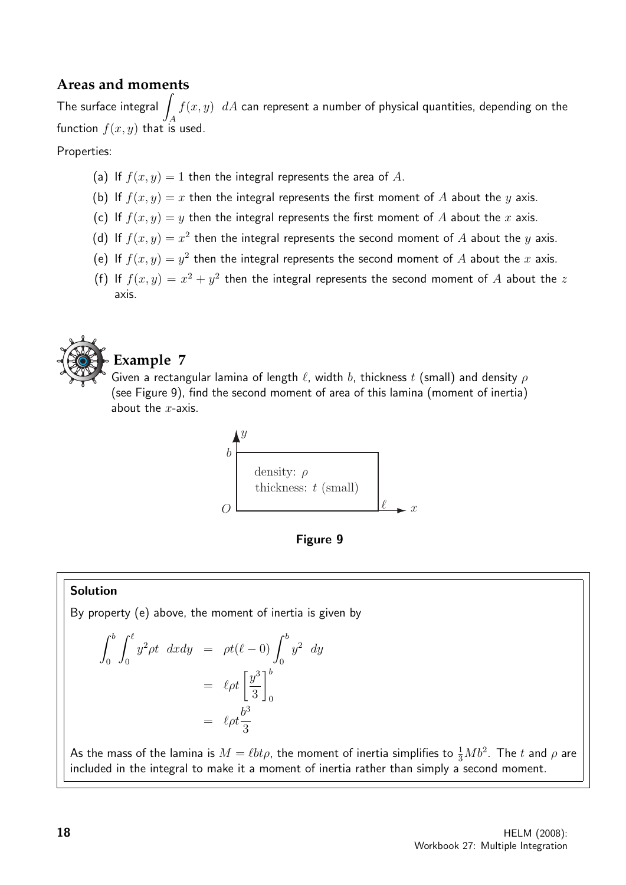## Areas and moments

The surface integral $\int_A f(x,y)\ dA$ can represent a number of physical quantities, depending on the function $f(x,y)$ that is used.

Properties:

(a) If $f(x,y) = 1$ then the integral represents the area of $A$.

(b) If $f(x,y) = x$ then the integral represents the first moment of $A$ about the $y$ axis.

(c) If $f(x,y) = y$ then the integral represents the first moment of $A$ about the $x$ axis.

(d) If $f(x,y) = x^2$ then the integral represents the second moment of $A$ about the $y$ axis.

(e) If $f(x,y) = y^2$ then the integral represents the second moment of $A$ about the $x$ axis.

(f) If $f(x,y) = x^2 + y^2$ then the integral represents the second moment of $A$ about the $z$ axis.

## Example 7

Given a rectangular lamina of length $\ell$, width $b$, thickness $t$ (small) and density $\rho$ (see Figure 9), find the second moment of area of this lamina (moment of inertia) about the $x$-axis.

**Figure 9**

**Solution**

By property (e) above, the moment of inertia is given by

$$\begin{aligned}
\int_0^b \int_0^\ell y^2 \rho t\ \ dxdy &= \rho t(\ell - 0)\int_0^b y^2\ \ dy \\
&= \ell \rho t \left[\frac{y^3}{3}\right]_0^b \\
&= \ell \rho t \frac{b^3}{3}
\end{aligned}$$

As the mass of the lamina is $M = \ell b t \rho$, the moment of inertia simplifies to $\frac{1}{3}Mb^2$. The $t$ and $\rho$ are included in the integral to make it a moment of inertia rather than simply a second moment.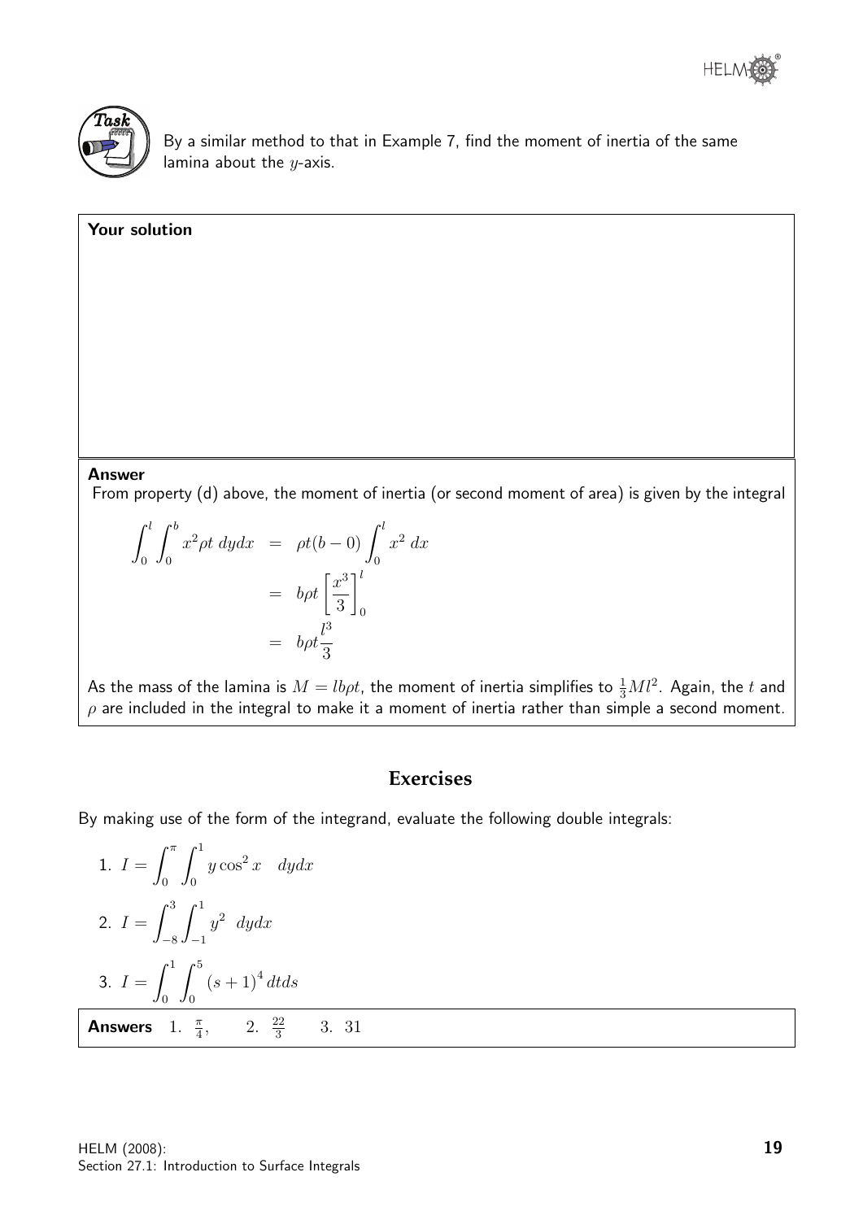**Task**

By a similar method to that in Example 7, find the moment of inertia of the same lamina about the $y$-axis.

**Your solution**

**Answer**

From property (d) above, the moment of inertia (or second moment of area) is given by the integral

$$\begin{aligned}
\int_0^l \int_0^b x^2 \rho t \, dydx &= \rho t(b-0) \int_0^l x^2 \, dx \\
&= b\rho t \left[ \frac{x^3}{3} \right]_0^l \\
&= b\rho t \frac{l^3}{3}
\end{aligned}$$

As the mass of the lamina is $M = lb\rho t$, the moment of inertia simplifies to $\frac{1}{3}Ml^2$. Again, the $t$ and $\rho$ are included in the integral to make it a moment of inertia rather than simple a second moment.

## Exercises

By making use of the form of the integrand, evaluate the following double integrals:

1. $I = \displaystyle\int_0^\pi \int_0^1 y \cos^2 x \quad dydx$

2. $I = \displaystyle\int_{-8}^3 \int_{-1}^1 y^2 \;\; dydx$

3. $I = \displaystyle\int_0^1 \int_0^5 (s+1)^4 \, dtds$

**Answers** 1. $\frac{\pi}{4}$, 2. $\frac{22}{3}$ 3. $31$